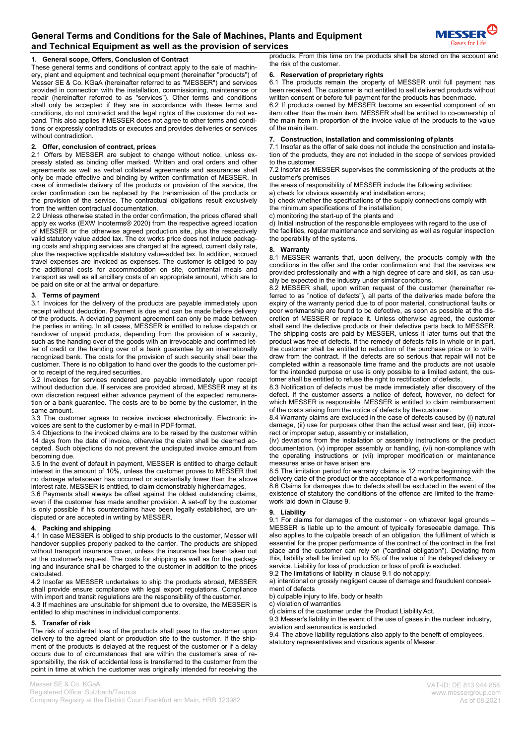# General Terms and Conditions for the Sale of Machines, Plants and Equipment and Technical Equipment as well as the provision of services

## 1. General scope, Offers, Conclusion of Contract

These general terms and conditions of contract apply to the sale of machinery, plant and equipment and technical equipment (hereinafter "products") of Messer SE & Co. KGaA (hereinafter referred to as "MESSER") and services provided in connection with the installation, commissioning, maintenance or repair (hereinafter referred to as "services"). Other terms and conditions shall only be accepted if they are in accordance with these terms and conditions, do not contradict and the legal rights of the customer do not expand. This also applies if MESSER does not agree to other terms and conditions or expressly contradicts or executes and provides deliveries or services without contradiction.

## 2. Offer, conclusion of contract, prices

2.1 Offers by MESSER are subject to change without notice, unless expressly stated as binding offer marked. Written and oral orders and other agreements as well as verbal collateral agreements and assurances shall only be made effective and binding by written confirmation of MESSER. In case of immediate delivery of the products or provision of the service, the order confirmation can be replaced by the transmission of the products or the provision of the service. The contractual obligations result exclusively from the written contractual documentation.

2.2 Unless otherwise stated in the order confirmation, the prices offered shall apply ex works (EXW Incoterms® 2020) from the respective agreed location of MESSER or the otherwise agreed production site, plus the respectively valid statutory value added tax. The ex works price does not include packaging costs and shipping services are charged at the agreed, current daily rate, plus the respective applicable statutory value-added tax. In addition, accrued travel expenses are invoiced as expenses. The customer is obliged to pay the additional costs for accommodation on site, continental meals and transport as well as all ancillary costs of an appropriate amount, which are to be paid on site or at the arrival or departure.

## 3. Terms of payment

3.1 Invoices for the delivery of the products are payable immediately upon receipt without deduction. Payment is due and can be made before delivery of the products. A deviating payment agreement can only be made between the parties in writing. In all cases, MESSER is entitled to refuse dispatch or handover of unpaid products, depending from the provision of a security, such as the handing over of the goods with an irrevocable and confirmed letter of credit or the handing over of a bank guarantee by an internationally recognized bank. The costs for the provision of such security shall bear the customer. There is no obligation to hand over the goods to the customer prior to receipt of the required securities.

3.2 Invoices for services rendered are payable immediately upon receipt without deduction due. If services are provided abroad, MESSER may at its own discretion request either advance payment of the expected remuneration or a bank guarantee. The costs are to be borne by the customer, in the same amount.

3.3 The customer agrees to receive invoices electronically. Electronic invoices are sent to the customer by e-mail in PDF format.

3.4 Objections to the invoiced claims are to be raised by the customer within 14 days from the date of invoice, otherwise the claim shall be deemed accepted. Such objections do not prevent the undisputed invoice amount from becoming due.

3.5 In the event of default in payment, MESSER is entitled to charge default interest in the amount of 10%, unless the customer proves to MESSER that no damage whatsoever has occurred or substantially lower than the above interest rate. MESSER is entitled, to claim demonstrably higher damages.

3.6 Payments shall always be offset against the oldest outstanding claims, even if the customer has made another provision. A set-off by the customer is only possible if his counterclaims have been legally established, are undisputed or are accepted in writing by MESSER.

## 4. Packing and shipping

4.1 In case MESSER is obliged to ship products to the customer, Messer will handover supplies properly packed to the carrier. The products are shipped without transport insurance cover, unless the insurance has been taken out at the customer's request. The costs for shipping as well as for the packaging and insurance shall be charged to the customer in addition to the prices calculated.

4.2 Insofar as MESSER undertakes to ship the products abroad, MESSER shall provide ensure compliance with legal export regulations. Compliance with import and transit regulations are the responsibility of the customer.

4.3 If machines are unsuitable for shipment due to oversize, the MESSER is entitled to ship machines in individual components.

## 5. Transfer of risk

The risk of accidental loss of the products shall pass to the customer upon delivery to the agreed plant or production site to the customer. If the shipment of the products is delayed at the request of the customer or if a delay occurs due to of circumstances that are within the customer's area of responsibility, the risk of accidental loss is transferred to the customer from the point in time at which the customer was originally intended for receiving the products. From this time on the products shall be stored on the account and the risk of the customer.

## 6. Reservation of proprietary rights

6.1 The products remain the property of MESSER until full payment has been received. The customer is not entitled to sell delivered products without written consent or before full payment for the products has been made.

6.2 If products owned by MESSER become an essential component of an item other than the main item, MESSER shall be entitled to co-ownership of the main item in proportion of the invoice value of the products to the value of the main item.

## 7. Construction, installation and commissioning of plants

7.1 Insofar as the offer of sale does not include the construction and installation of the products, they are not included in the scope of services provided to the customer.

7.2 Insofar as MESSER supervises the commissioning of the products at the customer's premises

the areas of responsibility of MESSER include the following activities:

a) check for obvious assembly and installation errors;

b) check whether the specifications of the supply connections comply with the minimum specifications of the installation;

c) monitoring the start-up of the plants and

d) Initial instruction of the responsible employees with regard to the use of the facilities, regular maintenance and servicing as well as regular inspection the operability of the systems.

## 8. Warranty

8.1 MESSER warrants that, upon delivery, the products comply with the conditions in the offer and the order confirmation and that the services are provided professionally and with a high degree of care and skill, as can usually be expected in the industry under similar conditions.

8.2 MESSER shall, upon written request of the customer (hereinafter referred to as "notice of defects"), all parts of the deliveries made before the expiry of the warranty period due to of poor material, constructional faults or poor workmanship are found to be defective, as soon as possible at the discretion of MESSER or replace it. Unless otherwise agreed, the customer shall send the defective products or their defective parts back to MESSER. The shipping costs are paid by MESSER, unless it later turns out that the product was free of defects. If the remedy of defects fails in whole or in part, the customer shall be entitled to reduction of the purchase price or to withdraw from the contract. If the defects are so serious that repair will not be completed within a reasonable time frame and the products are not usable for the intended purpose or use is only possible to a limited extent, the customer shall be entitled to refuse the right to rectification of defects.

8.3 Notification of defects must be made immediately after discovery of the defect. If the customer asserts a notice of defect, however, no defect for which MESSER is responsible, MESSER is entitled to claim reimbursement of the costs arising from the notice of defects by the customer.

8.4 Warranty claims are excluded in the case of defects caused by (i) natural damage, (ii) use for purposes other than the actual wear and tear, (iii) incorrect or improper setup, assembly or installation,

(iv) deviations from the installation or assembly instructions or the product documentation, (v) improper assembly or handling, (vi) non-compliance with the operating instructions or (vii) improper modification or maintenance measures arise or have arisen are.

8.5 The limitation period for warranty claims is 12 months beginning with the delivery date of the product or the acceptance of a work performance.

8.6 Claims for damages due to defects shall be excluded in the event of the existence of statutory the conditions of the offence are limited to the framework laid down in Clause 9.

## 9. Liability

9.1 For claims for damages of the customer - on whatever legal grounds – MESSER is liable up to the amount of typically foreseeable damage. This also applies to the culpable breach of an obligation, the fulfilment of which is essential for the proper performance of the contract of the contract in the first place and the customer can rely on ("cardinal obligation"). Deviating from this, liability shall be limited up to 5% of the value of the delayed delivery or service. Liability for loss of production or loss of profit is excluded.

9.2 The limitations of liability in clause 9.1 do not apply:

a) intentional or grossly negligent cause of damage and fraudulent concealment of defects

b) culpable injury to life, body or health

c) violation of warranties

d) claims of the customer under the Product Liability Act.

9.3 Messer's liability in the event of the use of gases in the nuclear industry, aviation and aeronautics is excluded.

9.4 The above liability regulations also apply to the benefit of employees, statutory representatives and vicarious agents of Messer.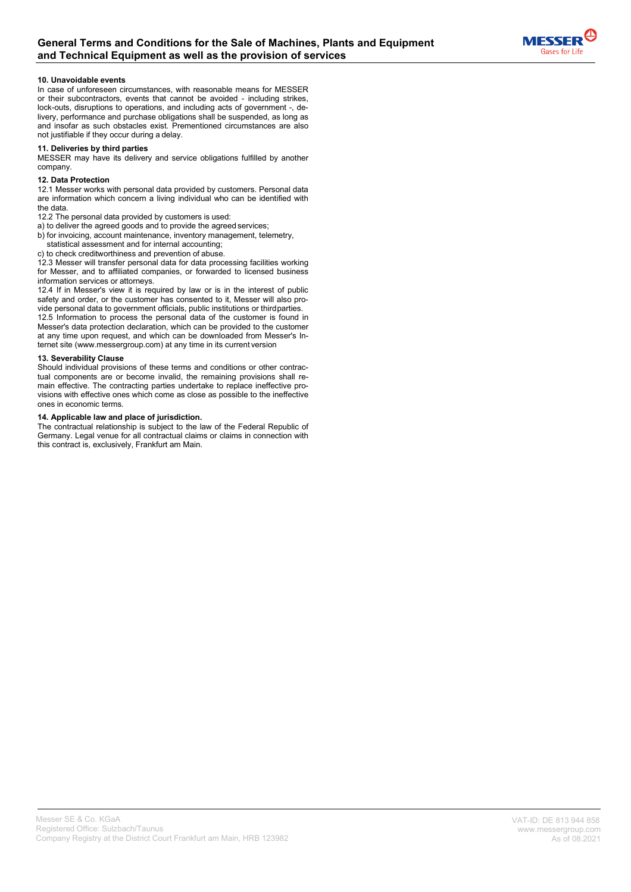### 10. Unavoidable events

In case of unforeseen circumstances, with reasonable means for MESSER or their subcontractors, events that cannot be avoided - including strikes, lock-outs, disruptions to operations, and including acts of government -, delivery, performance and purchase obligations shall be suspended, as long as and insofar as such obstacles exist. Prementioned circumstances are also not justifiable if they occur during a delay.

### 11. Deliveries by third parties

MESSER may have its delivery and service obligations fulfilled by another company.

### 12. Data Protection

12.1 Messer works with personal data provided by customers. Personal data are information which concern a living individual who can be identified with the data.

12.2 The personal data provided by customers is used:

a) to deliver the agreed goods and to provide the agreed services;

b) for invoicing, account maintenance, inventory management, telemetry, statistical assessment and for internal accounting;

c) to check creditworthiness and prevention of abuse.

12.3 Messer will transfer personal data for data processing facilities working for Messer, and to affiliated companies, or forwarded to licensed business information services or attorneys.

12.4 If in Messer's view it is required by law or is in the interest of public safety and order, or the customer has consented to it, Messer will also provide personal data to government officials, public institutions or third parties.

12.5 Information to process the personal data of the customer is found in Messer's data protection declaration, which can be provided to the customer at any time upon request, and which can be downloaded from Messer's Internet site (www.messergroup.com) at any time in its current version

### 13. Severability Clause

Should individual provisions of these terms and conditions or other contractual components are or become invalid, the remaining provisions shall remain effective. The contracting parties undertake to replace ineffective provisions with effective ones which come as close as possible to the ineffective ones in economic terms.

### 14. Applicable law and place of jurisdiction.

The contractual relationship is subject to the law of the Federal Republic of Germany. Legal venue for all contractual claims or claims in connection with this contract is, exclusively, Frankfurt am Main.